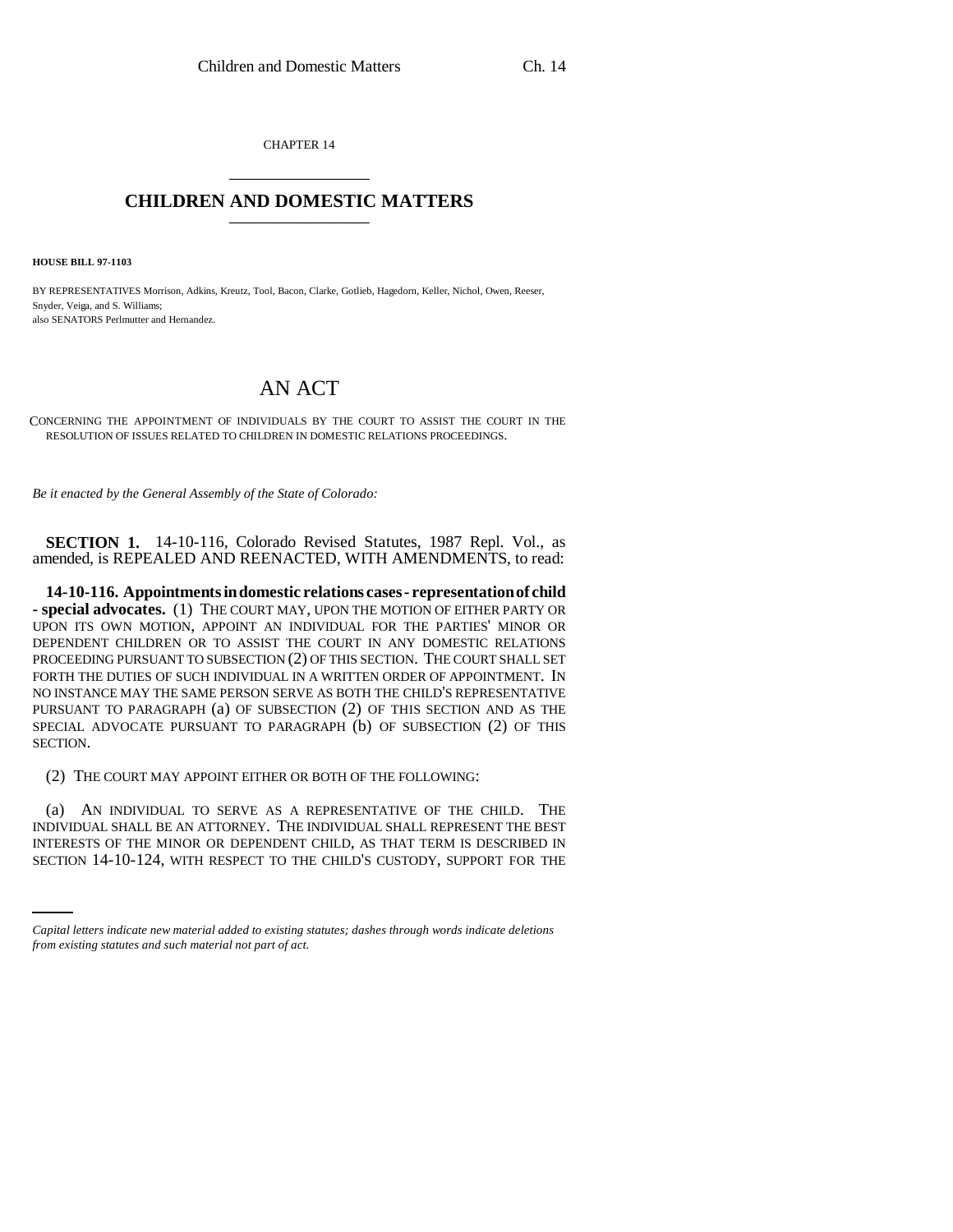CHAPTER 14

# CHILDREN AND DOMESTIC MATTERS

**HOUSE BILL 97-1103**

BY REPRESENTATIVES Morrison, Adkins, Kreutz, Tool, Bacon, Clarke, Gotlieb, Hagedorn, Keller, Nichol, Owen, Reeser, Snyder, Veiga, and S. Williams;
also SENATORS Perlmutter and Hernandez.

# AN ACT

CONCERNING THE APPOINTMENT OF INDIVIDUALS BY THE COURT TO ASSIST THE COURT IN THE RESOLUTION OF ISSUES RELATED TO CHILDREN IN DOMESTIC RELATIONS PROCEEDINGS.

*Be it enacted by the General Assembly of the State of Colorado:*

**SECTION 1.** 14-10-116, Colorado Revised Statutes, 1987 Repl. Vol., as amended, is REPEALED AND REENACTED, WITH AMENDMENTS, to read:

**14-10-116. Appointments in domestic relations cases - representation of child - special advocates.** (1) THE COURT MAY, UPON THE MOTION OF EITHER PARTY OR UPON ITS OWN MOTION, APPOINT AN INDIVIDUAL FOR THE PARTIES' MINOR OR DEPENDENT CHILDREN OR TO ASSIST THE COURT IN ANY DOMESTIC RELATIONS PROCEEDING PURSUANT TO SUBSECTION (2) OF THIS SECTION. THE COURT SHALL SET FORTH THE DUTIES OF SUCH INDIVIDUAL IN A WRITTEN ORDER OF APPOINTMENT. IN NO INSTANCE MAY THE SAME PERSON SERVE AS BOTH THE CHILD'S REPRESENTATIVE PURSUANT TO PARAGRAPH (a) OF SUBSECTION (2) OF THIS SECTION AND AS THE SPECIAL ADVOCATE PURSUANT TO PARAGRAPH (b) OF SUBSECTION (2) OF THIS SECTION.

(2) THE COURT MAY APPOINT EITHER OR BOTH OF THE FOLLOWING:

(a) AN INDIVIDUAL TO SERVE AS A REPRESENTATIVE OF THE CHILD. THE INDIVIDUAL SHALL BE AN ATTORNEY. THE INDIVIDUAL SHALL REPRESENT THE BEST INTERESTS OF THE MINOR OR DEPENDENT CHILD, AS THAT TERM IS DESCRIBED IN SECTION 14-10-124, WITH RESPECT TO THE CHILD'S CUSTODY, SUPPORT FOR THE

*Capital letters indicate new material added to existing statutes; dashes through words indicate deletions from existing statutes and such material not part of act.*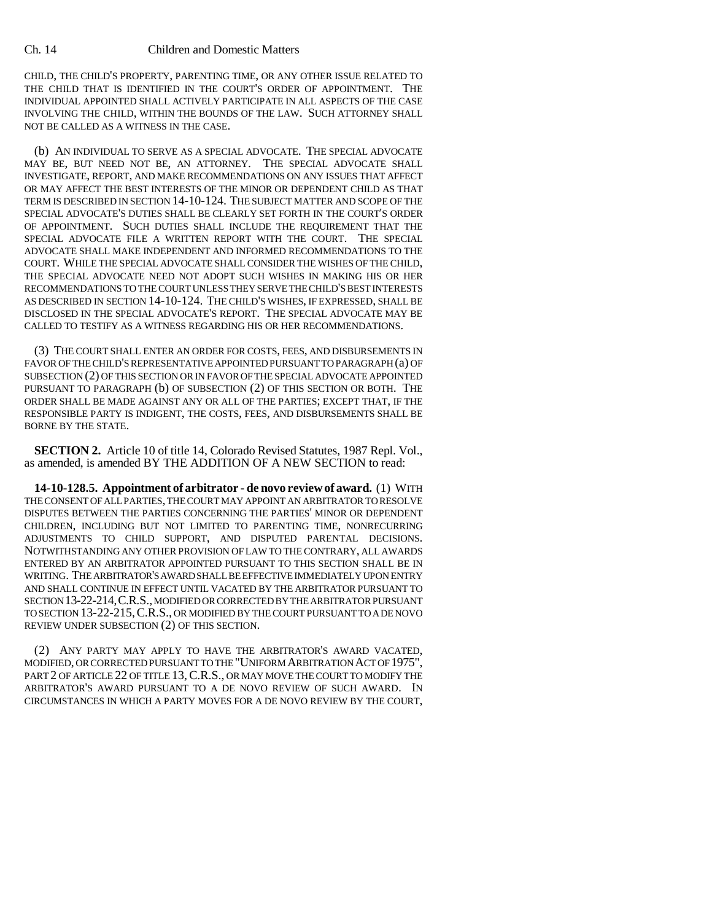CHILD, THE CHILD'S PROPERTY, PARENTING TIME, OR ANY OTHER ISSUE RELATED TO THE CHILD THAT IS IDENTIFIED IN THE COURT'S ORDER OF APPOINTMENT. THE INDIVIDUAL APPOINTED SHALL ACTIVELY PARTICIPATE IN ALL ASPECTS OF THE CASE INVOLVING THE CHILD, WITHIN THE BOUNDS OF THE LAW. SUCH ATTORNEY SHALL NOT BE CALLED AS A WITNESS IN THE CASE.

(b) AN INDIVIDUAL TO SERVE AS A SPECIAL ADVOCATE. THE SPECIAL ADVOCATE MAY BE, BUT NEED NOT BE, AN ATTORNEY. THE SPECIAL ADVOCATE SHALL INVESTIGATE, REPORT, AND MAKE RECOMMENDATIONS ON ANY ISSUES THAT AFFECT OR MAY AFFECT THE BEST INTERESTS OF THE MINOR OR DEPENDENT CHILD AS THAT TERM IS DESCRIBED IN SECTION 14-10-124. THE SUBJECT MATTER AND SCOPE OF THE SPECIAL ADVOCATE'S DUTIES SHALL BE CLEARLY SET FORTH IN THE COURT'S ORDER OF APPOINTMENT. SUCH DUTIES SHALL INCLUDE THE REQUIREMENT THAT THE SPECIAL ADVOCATE FILE A WRITTEN REPORT WITH THE COURT. THE SPECIAL ADVOCATE SHALL MAKE INDEPENDENT AND INFORMED RECOMMENDATIONS TO THE COURT. WHILE THE SPECIAL ADVOCATE SHALL CONSIDER THE WISHES OF THE CHILD, THE SPECIAL ADVOCATE NEED NOT ADOPT SUCH WISHES IN MAKING HIS OR HER RECOMMENDATIONS TO THE COURT UNLESS THEY SERVE THE CHILD'S BEST INTERESTS AS DESCRIBED IN SECTION 14-10-124. THE CHILD'S WISHES, IF EXPRESSED, SHALL BE DISCLOSED IN THE SPECIAL ADVOCATE'S REPORT. THE SPECIAL ADVOCATE MAY BE CALLED TO TESTIFY AS A WITNESS REGARDING HIS OR HER RECOMMENDATIONS.

(3) THE COURT SHALL ENTER AN ORDER FOR COSTS, FEES, AND DISBURSEMENTS IN FAVOR OF THE CHILD'S REPRESENTATIVE APPOINTED PURSUANT TO PARAGRAPH (a) OF SUBSECTION (2) OF THIS SECTION OR IN FAVOR OF THE SPECIAL ADVOCATE APPOINTED PURSUANT TO PARAGRAPH (b) OF SUBSECTION (2) OF THIS SECTION OR BOTH. THE ORDER SHALL BE MADE AGAINST ANY OR ALL OF THE PARTIES; EXCEPT THAT, IF THE RESPONSIBLE PARTY IS INDIGENT, THE COSTS, FEES, AND DISBURSEMENTS SHALL BE BORNE BY THE STATE.

**SECTION 2.** Article 10 of title 14, Colorado Revised Statutes, 1987 Repl. Vol., as amended, is amended BY THE ADDITION OF A NEW SECTION to read:

**14-10-128.5. Appointment of arbitrator - de novo review of award.** (1) WITH THE CONSENT OF ALL PARTIES, THE COURT MAY APPOINT AN ARBITRATOR TO RESOLVE DISPUTES BETWEEN THE PARTIES CONCERNING THE PARTIES' MINOR OR DEPENDENT CHILDREN, INCLUDING BUT NOT LIMITED TO PARENTING TIME, NONRECURRING ADJUSTMENTS TO CHILD SUPPORT, AND DISPUTED PARENTAL DECISIONS. NOTWITHSTANDING ANY OTHER PROVISION OF LAW TO THE CONTRARY, ALL AWARDS ENTERED BY AN ARBITRATOR APPOINTED PURSUANT TO THIS SECTION SHALL BE IN WRITING. THE ARBITRATOR'S AWARD SHALL BE EFFECTIVE IMMEDIATELY UPON ENTRY AND SHALL CONTINUE IN EFFECT UNTIL VACATED BY THE ARBITRATOR PURSUANT TO SECTION 13-22-214, C.R.S., MODIFIED OR CORRECTED BY THE ARBITRATOR PURSUANT TO SECTION 13-22-215, C.R.S., OR MODIFIED BY THE COURT PURSUANT TO A DE NOVO REVIEW UNDER SUBSECTION (2) OF THIS SECTION.

(2) ANY PARTY MAY APPLY TO HAVE THE ARBITRATOR'S AWARD VACATED, MODIFIED, OR CORRECTED PURSUANT TO THE "UNIFORM ARBITRATION ACT OF 1975", PART 2 OF ARTICLE 22 OF TITLE 13, C.R.S., OR MAY MOVE THE COURT TO MODIFY THE ARBITRATOR'S AWARD PURSUANT TO A DE NOVO REVIEW OF SUCH AWARD. IN CIRCUMSTANCES IN WHICH A PARTY MOVES FOR A DE NOVO REVIEW BY THE COURT,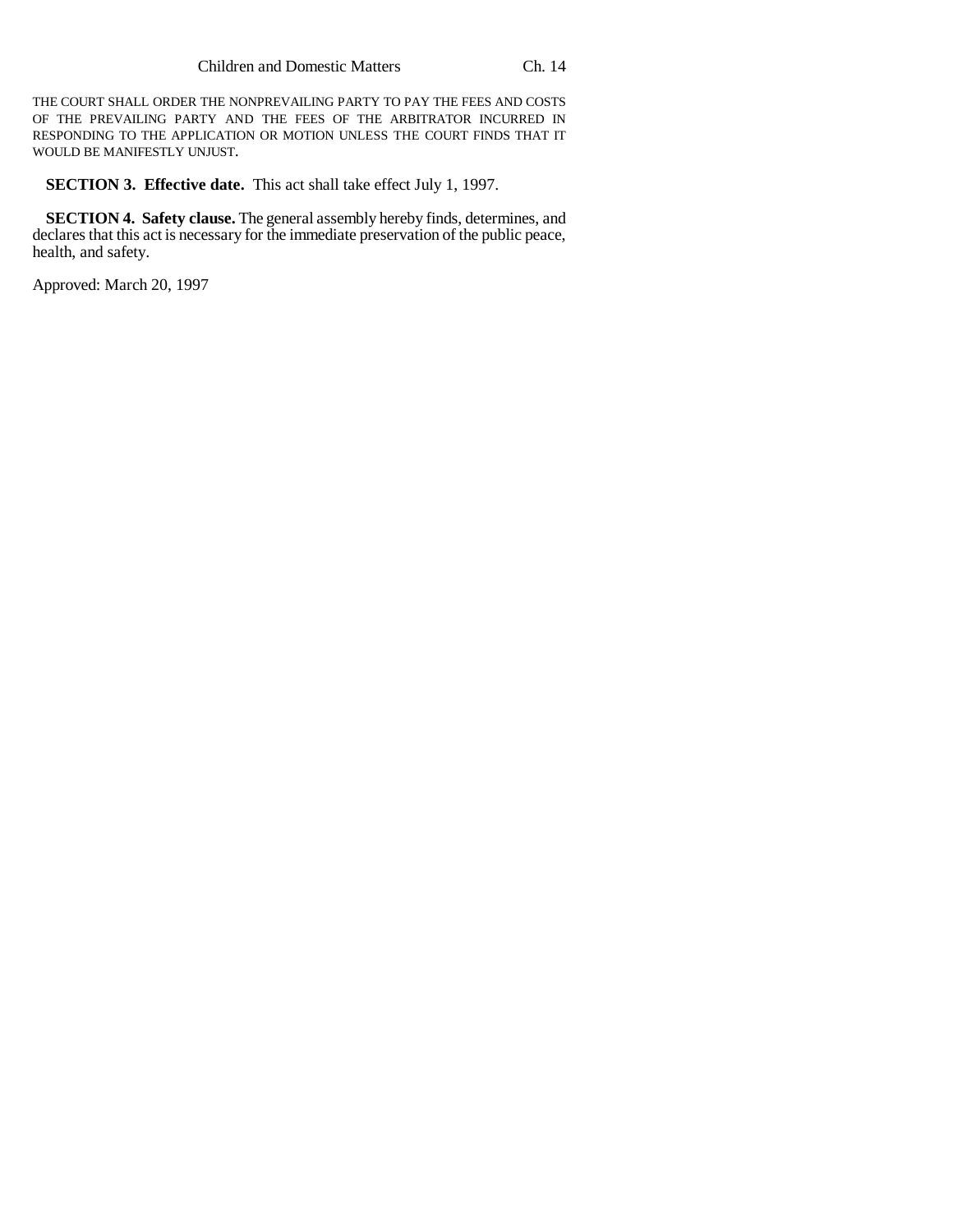THE COURT SHALL ORDER THE NONPREVAILING PARTY TO PAY THE FEES AND COSTS OF THE PREVAILING PARTY AND THE FEES OF THE ARBITRATOR INCURRED IN RESPONDING TO THE APPLICATION OR MOTION UNLESS THE COURT FINDS THAT IT WOULD BE MANIFESTLY UNJUST.

**SECTION 3. Effective date.** This act shall take effect July 1, 1997.

**SECTION 4. Safety clause.** The general assembly hereby finds, determines, and declares that this act is necessary for the immediate preservation of the public peace, health, and safety.

Approved: March 20, 1997